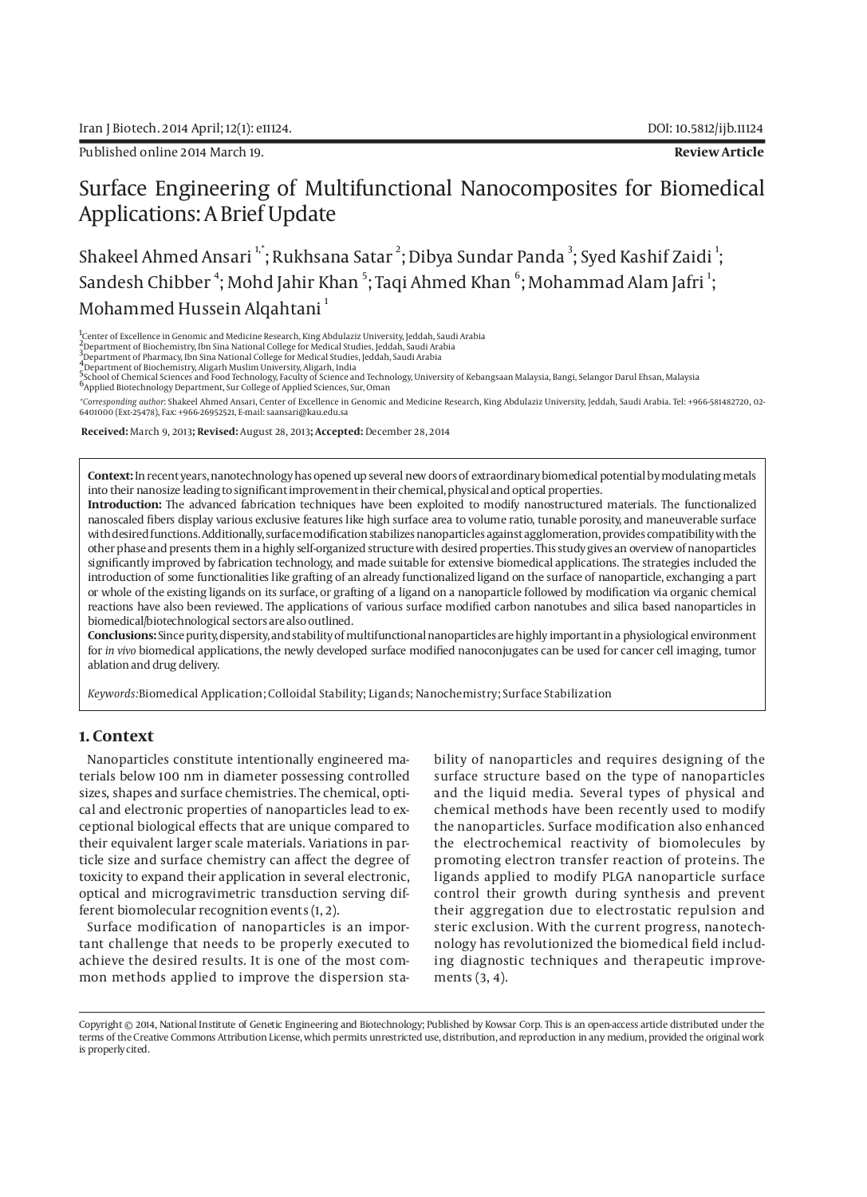Published online 2014 March 19.

**Review Article**

# Surface Engineering of Multifunctional Nanocomposites for Biomedical Applications: A Brief Update

Shakeel Ahmed Ansari [1,*]; Rukhsana Satar [2]; Dibya Sundar Panda [3]; Syed Kashif Zaidi [1]; Sandesh Chibber [4]; Mohd Jahir Khan [5]; Taqi Ahmed Khan [6]; Mohammad Alam Jafri [1]; Mohammed Hussein Alqahtani [1]

[1]Center of Excellence in Genomic and Medicine Research, King Abdulaziz University, Jeddah, Saudi Arabia
[2]Department of Biochemistry, Ibn Sina National College for Medical Studies, Jeddah, Saudi Arabia
[3]Department of Pharmacy, Ibn Sina National College for Medical Studies, Jeddah, Saudi Arabia
[4]Department of Biochemistry, Aligarh Muslim University, Aligarh, India
[5]School of Chemical Sciences and Food Technology, Faculty of Science and Technology, University of Kebangsaan Malaysia, Bangi, Selangor Darul Ehsan, Malaysia
[6]Applied Biotechnology Department, Sur College of Applied Sciences, Sur, Oman

*Corresponding author: Shakeel Ahmed Ansari, Center of Excellence in Genomic and Medicine Research, King Abdulaziz University, Jeddah, Saudi Arabia. Tel: +966-581482720, 02-6401000 (Ext-25478), Fax: +966-26952521, E-mail: saansari@kau.edu.sa

**Received:** March 9, 2013**; Revised:** August 28, 2013**; Accepted:** December 28, 2014

**Context:** In recent years, nanotechnology has opened up several new doors of extraordinary biomedical potential by modulating metals into their nanosize leading to significant improvement in their chemical, physical and optical properties.
**Introduction:** The advanced fabrication techniques have been exploited to modify nanostructured materials. The functionalized nanoscaled fibers display various exclusive features like high surface area to volume ratio, tunable porosity, and maneuverable surface with desired functions. Additionally, surface modification stabilizes nanoparticles against agglomeration, provides compatibility with the other phase and presents them in a highly self-organized structure with desired properties. This study gives an overview of nanoparticles significantly improved by fabrication technology, and made suitable for extensive biomedical applications. The strategies included the introduction of some functionalities like grafting of an already functionalized ligand on the surface of nanoparticle, exchanging a part or whole of the existing ligands on its surface, or grafting of a ligand on a nanoparticle followed by modification via organic chemical reactions have also been reviewed. The applications of various surface modified carbon nanotubes and silica based nanoparticles in biomedical/biotechnological sectors are also outlined.
**Conclusions:** Since purity, dispersity, and stability of multifunctional nanoparticles are highly important in a physiological environment for *in vivo* biomedical applications, the newly developed surface modified nanoconjugates can be used for cancer cell imaging, tumor ablation and drug delivery.

*Keywords:* Biomedical Application; Colloidal Stability; Ligands; Nanochemistry; Surface Stabilization

## 1. Context

Nanoparticles constitute intentionally engineered materials below 100 nm in diameter possessing controlled sizes, shapes and surface chemistries. The chemical, optical and electronic properties of nanoparticles lead to exceptional biological effects that are unique compared to their equivalent larger scale materials. Variations in particle size and surface chemistry can affect the degree of toxicity to expand their application in several electronic, optical and microgravimetric transduction serving different biomolecular recognition events (1, 2).

Surface modification of nanoparticles is an important challenge that needs to be properly executed to achieve the desired results. It is one of the most common methods applied to improve the dispersion stability of nanoparticles and requires designing of the surface structure based on the type of nanoparticles and the liquid media. Several types of physical and chemical methods have been recently used to modify the nanoparticles. Surface modification also enhanced the electrochemical reactivity of biomolecules by promoting electron transfer reaction of proteins. The ligands applied to modify PLGA nanoparticle surface control their growth during synthesis and prevent their aggregation due to electrostatic repulsion and steric exclusion. With the current progress, nanotechnology has revolutionized the biomedical field including diagnostic techniques and therapeutic improvements (3, 4).

Copyright © 2014, National Institute of Genetic Engineering and Biotechnology; Published by Kowsar Corp. This is an open-access article distributed under the terms of the Creative Commons Attribution License, which permits unrestricted use, distribution, and reproduction in any medium, provided the original work is properly cited.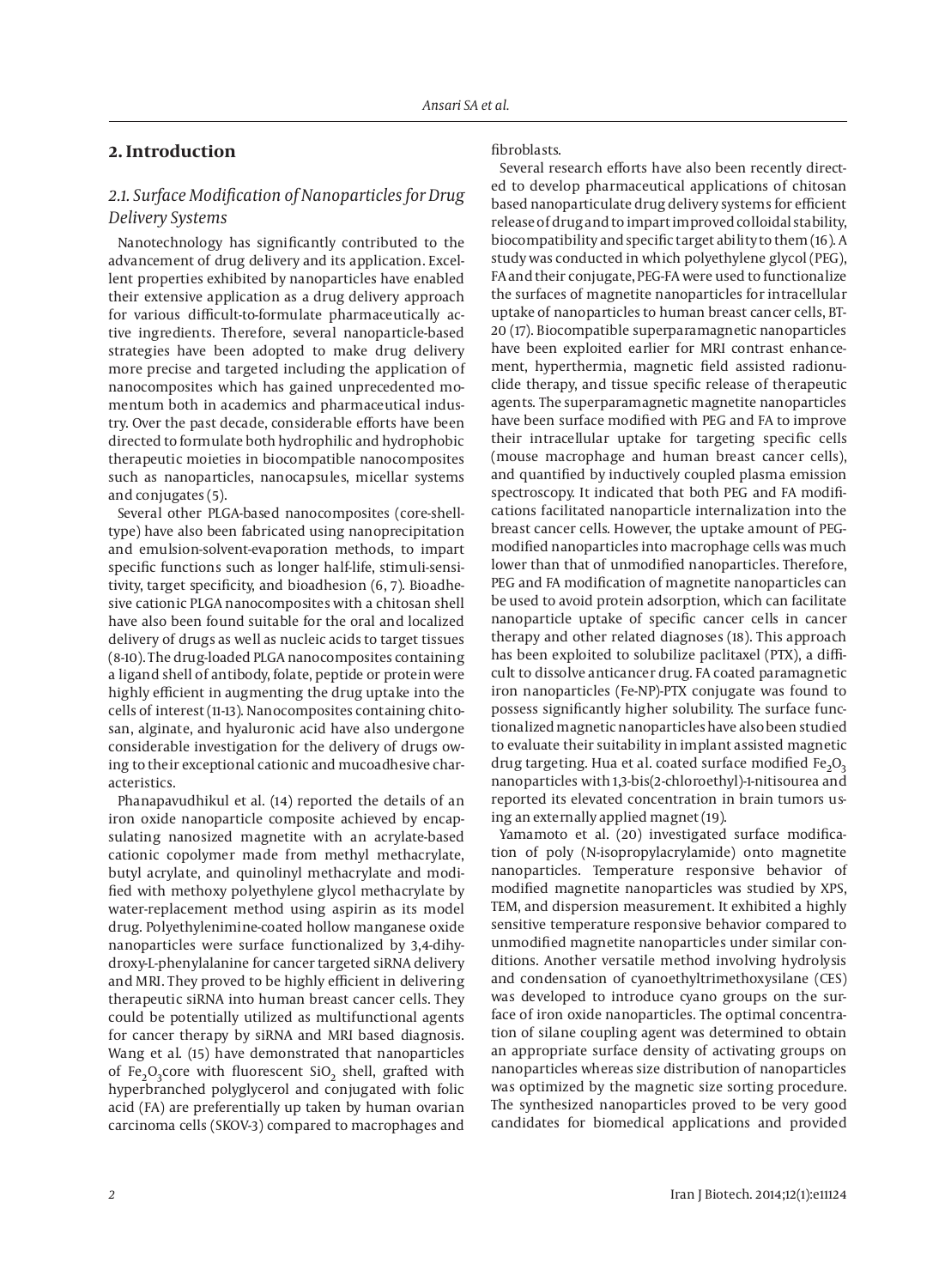## 2. Introduction

### 2.1. Surface Modification of Nanoparticles for Drug Delivery Systems

Nanotechnology has significantly contributed to the advancement of drug delivery and its application. Excellent properties exhibited by nanoparticles have enabled their extensive application as a drug delivery approach for various difficult-to-formulate pharmaceutically active ingredients. Therefore, several nanoparticle-based strategies have been adopted to make drug delivery more precise and targeted including the application of nanocomposites which has gained unprecedented momentum both in academics and pharmaceutical industry. Over the past decade, considerable efforts have been directed to formulate both hydrophilic and hydrophobic therapeutic moieties in biocompatible nanocomposites such as nanoparticles, nanocapsules, micellar systems and conjugates (5).

Several other PLGA-based nanocomposites (core-shell-type) have also been fabricated using nanoprecipitation and emulsion-solvent-evaporation methods, to impart specific functions such as longer half-life, stimuli-sensitivity, target specificity, and bioadhesion (6, 7). Bioadhesive cationic PLGA nanocomposites with a chitosan shell have also been found suitable for the oral and localized delivery of drugs as well as nucleic acids to target tissues (8-10). The drug-loaded PLGA nanocomposites containing a ligand shell of antibody, folate, peptide or protein were highly efficient in augmenting the drug uptake into the cells of interest (11-13). Nanocomposites containing chitosan, alginate, and hyaluronic acid have also undergone considerable investigation for the delivery of drugs owing to their exceptional cationic and mucoadhesive characteristics.

Phanapavudhikul et al. (14) reported the details of an iron oxide nanoparticle composite achieved by encapsulating nanosized magnetite with an acrylate-based cationic copolymer made from methyl methacrylate, butyl acrylate, and quinolinyl methacrylate and modified with methoxy polyethylene glycol methacrylate by water-replacement method using aspirin as its model drug. Polyethylenimine-coated hollow manganese oxide nanoparticles were surface functionalized by 3,4-dihydroxy-L-phenylalanine for cancer targeted siRNA delivery and MRI. They proved to be highly efficient in delivering therapeutic siRNA into human breast cancer cells. They could be potentially utilized as multifunctional agents for cancer therapy by siRNA and MRI based diagnosis. Wang et al. (15) have demonstrated that nanoparticles of $Fe_2O_3$core with fluorescent $SiO_2$ shell, grafted with hyperbranched polyglycerol and conjugated with folic acid (FA) are preferentially up taken by human ovarian carcinoma cells (SKOV-3) compared to macrophages and fibroblasts.

Several research efforts have also been recently directed to develop pharmaceutical applications of chitosan based nanoparticulate drug delivery systems for efficient release of drug and to impart improved colloidal stability, biocompatibility and specific target ability to them (16). A study was conducted in which polyethylene glycol (PEG), FA and their conjugate, PEG-FA were used to functionalize the surfaces of magnetite nanoparticles for intracellular uptake of nanoparticles to human breast cancer cells, BT-20 (17). Biocompatible superparamagnetic nanoparticles have been exploited earlier for MRI contrast enhancement, hyperthermia, magnetic field assisted radionuclide therapy, and tissue specific release of therapeutic agents. The superparamagnetic magnetite nanoparticles have been surface modified with PEG and FA to improve their intracellular uptake for targeting specific cells (mouse macrophage and human breast cancer cells), and quantified by inductively coupled plasma emission spectroscopy. It indicated that both PEG and FA modifications facilitated nanoparticle internalization into the breast cancer cells. However, the uptake amount of PEG-modified nanoparticles into macrophage cells was much lower than that of unmodified nanoparticles. Therefore, PEG and FA modification of magnetite nanoparticles can be used to avoid protein adsorption, which can facilitate nanoparticle uptake of specific cancer cells in cancer therapy and other related diagnoses (18). This approach has been exploited to solubilize paclitaxel (PTX), a difficult to dissolve anticancer drug. FA coated paramagnetic iron nanoparticles (Fe-NP)-PTX conjugate was found to possess significantly higher solubility. The surface functionalized magnetic nanoparticles have also been studied to evaluate their suitability in implant assisted magnetic drug targeting. Hua et al. coated surface modified $Fe_2O_3$ nanoparticles with 1,3-bis(2-chloroethyl)-1-nitisourea and reported its elevated concentration in brain tumors using an externally applied magnet (19).

Yamamoto et al. (20) investigated surface modification of poly (N-isopropylacrylamide) onto magnetite nanoparticles. Temperature responsive behavior of modified magnetite nanoparticles was studied by XPS, TEM, and dispersion measurement. It exhibited a highly sensitive temperature responsive behavior compared to unmodified magnetite nanoparticles under similar conditions. Another versatile method involving hydrolysis and condensation of cyanoethyltrimethoxysilane (CES) was developed to introduce cyano groups on the surface of iron oxide nanoparticles. The optimal concentration of silane coupling agent was determined to obtain an appropriate surface density of activating groups on nanoparticles whereas size distribution of nanoparticles was optimized by the magnetic size sorting procedure. The synthesized nanoparticles proved to be very good candidates for biomedical applications and provided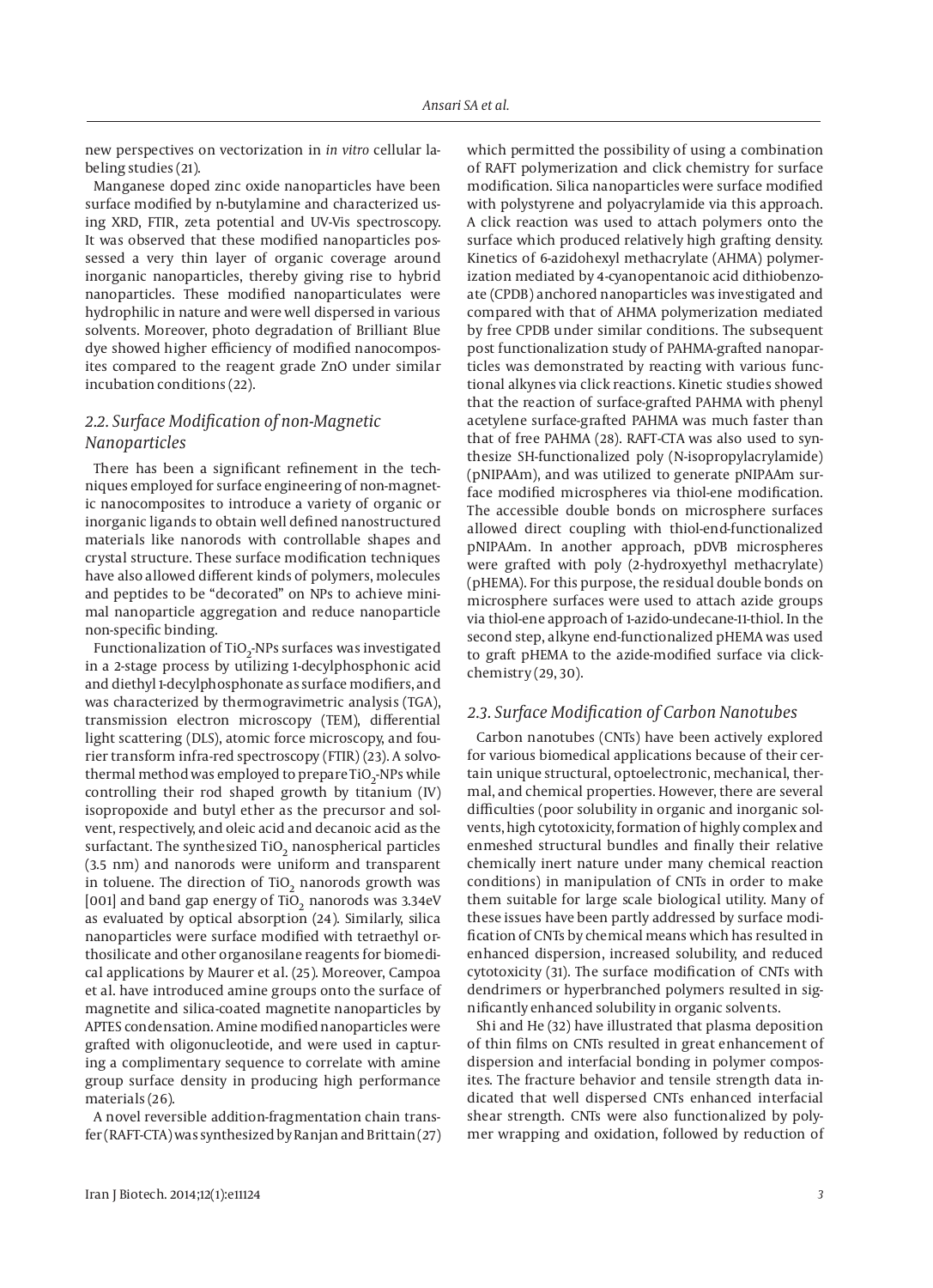new perspectives on vectorization in *in vitro* cellular labeling studies (21).

Manganese doped zinc oxide nanoparticles have been surface modified by n-butylamine and characterized using XRD, FTIR, zeta potential and UV-Vis spectroscopy. It was observed that these modified nanoparticles possessed a very thin layer of organic coverage around inorganic nanoparticles, thereby giving rise to hybrid nanoparticles. These modified nanoparticulates were hydrophilic in nature and were well dispersed in various solvents. Moreover, photo degradation of Brilliant Blue dye showed higher efficiency of modified nanocomposites compared to the reagent grade ZnO under similar incubation conditions (22).

## *2.2. Surface Modification of non-Magnetic Nanoparticles*

There has been a significant refinement in the techniques employed for surface engineering of non-magnetic nanocomposites to introduce a variety of organic or inorganic ligands to obtain well defined nanostructured materials like nanorods with controllable shapes and crystal structure. These surface modification techniques have also allowed different kinds of polymers, molecules and peptides to be "decorated" on NPs to achieve minimal nanoparticle aggregation and reduce nanoparticle non-specific binding.

Functionalization of $TiO_2$-NPs surfaces was investigated in a 2-stage process by utilizing 1-decylphosphonic acid and diethyl 1-decylphosphonate as surface modifiers, and was characterized by thermogravimetric analysis (TGA), transmission electron microscopy (TEM), differential light scattering (DLS), atomic force microscopy, and fourier transform infra-red spectroscopy (FTIR) (23). A solvothermal method was employed to prepare $TiO_2$-NPs while controlling their rod shaped growth by titanium (IV) isopropoxide and butyl ether as the precursor and solvent, respectively, and oleic acid and decanoic acid as the surfactant. The synthesized $TiO_2$ nanospherical particles (3.5 nm) and nanorods were uniform and transparent in toluene. The direction of $TiO_2$ nanorods growth was [001] and band gap energy of $TiO_2$ nanorods was 3.34eV as evaluated by optical absorption (24). Similarly, silica nanoparticles were surface modified with tetraethyl orthosilicate and other organosilane reagents for biomedical applications by Maurer et al. (25). Moreover, Campoa et al. have introduced amine groups onto the surface of magnetite and silica-coated magnetite nanoparticles by APTES condensation. Amine modified nanoparticles were grafted with oligonucleotide, and were used in capturing a complimentary sequence to correlate with amine group surface density in producing high performance materials (26).

A novel reversible addition-fragmentation chain transfer (RAFT-CTA) was synthesized by Ranjan and Brittain (27) which permitted the possibility of using a combination of RAFT polymerization and click chemistry for surface modification. Silica nanoparticles were surface modified with polystyrene and polyacrylamide via this approach. A click reaction was used to attach polymers onto the surface which produced relatively high grafting density. Kinetics of 6-azidohexyl methacrylate (AHMA) polymerization mediated by 4-cyanopentanoic acid dithiobenzoate (CPDB) anchored nanoparticles was investigated and compared with that of AHMA polymerization mediated by free CPDB under similar conditions. The subsequent post functionalization study of PAHMA-grafted nanoparticles was demonstrated by reacting with various functional alkynes via click reactions. Kinetic studies showed that the reaction of surface-grafted PAHMA with phenyl acetylene surface-grafted PAHMA was much faster than that of free PAHMA (28). RAFT-CTA was also used to synthesize SH-functionalized poly (N-isopropylacrylamide) (pNIPAAm), and was utilized to generate pNIPAAm surface modified microspheres via thiol-ene modification. The accessible double bonds on microsphere surfaces allowed direct coupling with thiol-end-functionalized pNIPAAm. In another approach, pDVB microspheres were grafted with poly (2-hydroxyethyl methacrylate) (pHEMA). For this purpose, the residual double bonds on microsphere surfaces were used to attach azide groups via thiol-ene approach of 1-azido-undecane-11-thiol. In the second step, alkyne end-functionalized pHEMA was used to graft pHEMA to the azide-modified surface via click-chemistry (29, 30).

## *2.3. Surface Modification of Carbon Nanotubes*

Carbon nanotubes (CNTs) have been actively explored for various biomedical applications because of their certain unique structural, optoelectronic, mechanical, thermal, and chemical properties. However, there are several difficulties (poor solubility in organic and inorganic solvents, high cytotoxicity, formation of highly complex and enmeshed structural bundles and finally their relative chemically inert nature under many chemical reaction conditions) in manipulation of CNTs in order to make them suitable for large scale biological utility. Many of these issues have been partly addressed by surface modification of CNTs by chemical means which has resulted in enhanced dispersion, increased solubility, and reduced cytotoxicity (31). The surface modification of CNTs with dendrimers or hyperbranched polymers resulted in significantly enhanced solubility in organic solvents.

Shi and He (32) have illustrated that plasma deposition of thin films on CNTs resulted in great enhancement of dispersion and interfacial bonding in polymer composites. The fracture behavior and tensile strength data indicated that well dispersed CNTs enhanced interfacial shear strength. CNTs were also functionalized by polymer wrapping and oxidation, followed by reduction of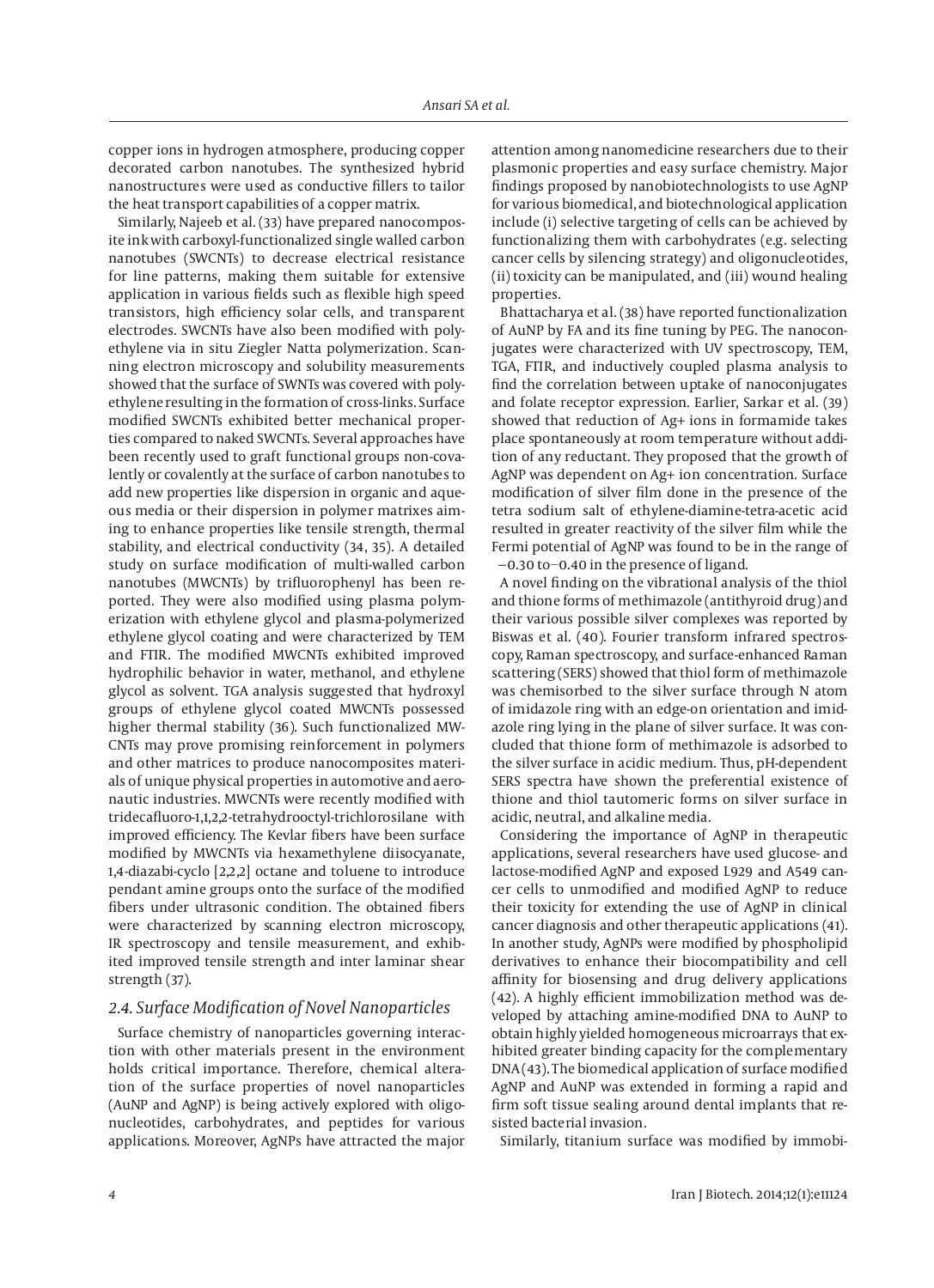copper ions in hydrogen atmosphere, producing copper decorated carbon nanotubes. The synthesized hybrid nanostructures were used as conductive fillers to tailor the heat transport capabilities of a copper matrix.

Similarly, Najeeb et al. (33) have prepared nanocomposite ink with carboxyl-functionalized single walled carbon nanotubes (SWCNTs) to decrease electrical resistance for line patterns, making them suitable for extensive application in various fields such as flexible high speed transistors, high efficiency solar cells, and transparent electrodes. SWCNTs have also been modified with polyethylene via in situ Ziegler Natta polymerization. Scanning electron microscopy and solubility measurements showed that the surface of SWNTs was covered with polyethylene resulting in the formation of cross-links. Surface modified SWCNTs exhibited better mechanical properties compared to naked SWCNTs. Several approaches have been recently used to graft functional groups non-covalently or covalently at the surface of carbon nanotubes to add new properties like dispersion in organic and aqueous media or their dispersion in polymer matrixes aiming to enhance properties like tensile strength, thermal stability, and electrical conductivity (34, 35). A detailed study on surface modification of multi-walled carbon nanotubes (MWCNTs) by trifluorophenyl has been reported. They were also modified using plasma polymerization with ethylene glycol and plasma-polymerized ethylene glycol coating and were characterized by TEM and FTIR. The modified MWCNTs exhibited improved hydrophilic behavior in water, methanol, and ethylene glycol as solvent. TGA analysis suggested that hydroxyl groups of ethylene glycol coated MWCNTs possessed higher thermal stability (36). Such functionalized MWCNTs may prove promising reinforcement in polymers and other matrices to produce nanocomposites materials of unique physical properties in automotive and aeronautic industries. MWCNTs were recently modified with tridecafluoro-1,1,2,2-tetrahydrooctyl-trichlorosilane with improved efficiency. The Kevlar fibers have been surface modified by MWCNTs via hexamethylene diisocyanate, 1,4-diazabi-cyclo [2,2,2] octane and toluene to introduce pendant amine groups onto the surface of the modified fibers under ultrasonic condition. The obtained fibers were characterized by scanning electron microscopy, IR spectroscopy and tensile measurement, and exhibited improved tensile strength and inter laminar shear strength (37).

### 2.4. Surface Modification of Novel Nanoparticles

Surface chemistry of nanoparticles governing interaction with other materials present in the environment holds critical importance. Therefore, chemical alteration of the surface properties of novel nanoparticles (AuNP and AgNP) is being actively explored with oligonucleotides, carbohydrates, and peptides for various applications. Moreover, AgNPs have attracted the major attention among nanomedicine researchers due to their plasmonic properties and easy surface chemistry. Major findings proposed by nanobiotechnologists to use AgNP for various biomedical, and biotechnological application include (i) selective targeting of cells can be achieved by functionalizing them with carbohydrates (e.g. selecting cancer cells by silencing strategy) and oligonucleotides, (ii) toxicity can be manipulated, and (iii) wound healing properties.

Bhattacharya et al. (38) have reported functionalization of AuNP by FA and its fine tuning by PEG. The nanoconjugates were characterized with UV spectroscopy, TEM, TGA, FTIR, and inductively coupled plasma analysis to find the correlation between uptake of nanoconjugates and folate receptor expression. Earlier, Sarkar et al. (39) showed that reduction of $Ag^+$ ions in formamide takes place spontaneously at room temperature without addition of any reductant. They proposed that the growth of AgNP was dependent on $Ag^+$ ion concentration. Surface modification of silver film done in the presence of the tetra sodium salt of ethylene-diamine-tetra-acetic acid resulted in greater reactivity of the silver film while the Fermi potential of AgNP was found to be in the range of −0.30 to −0.40 in the presence of ligand.

A novel finding on the vibrational analysis of the thiol and thione forms of methimazole (antithyroid drug) and their various possible silver complexes was reported by Biswas et al. (40). Fourier transform infrared spectroscopy, Raman spectroscopy, and surface-enhanced Raman scattering (SERS) showed that thiol form of methimazole was chemisorbed to the silver surface through N atom of imidazole ring with an edge-on orientation and imidazole ring lying in the plane of silver surface. It was concluded that thione form of methimazole is adsorbed to the silver surface in acidic medium. Thus, pH-dependent SERS spectra have shown the preferential existence of thione and thiol tautomeric forms on silver surface in acidic, neutral, and alkaline media.

Considering the importance of AgNP in therapeutic applications, several researchers have used glucose- and lactose-modified AgNP and exposed L929 and A549 cancer cells to unmodified and modified AgNP to reduce their toxicity for extending the use of AgNP in clinical cancer diagnosis and other therapeutic applications (41). In another study, AgNPs were modified by phospholipid derivatives to enhance their biocompatibility and cell affinity for biosensing and drug delivery applications (42). A highly efficient immobilization method was developed by attaching amine-modified DNA to AuNP to obtain highly yielded homogeneous microarrays that exhibited greater binding capacity for the complementary DNA (43). The biomedical application of surface modified AgNP and AuNP was extended in forming a rapid and firm soft tissue sealing around dental implants that resisted bacterial invasion.

Similarly, titanium surface was modified by immobi-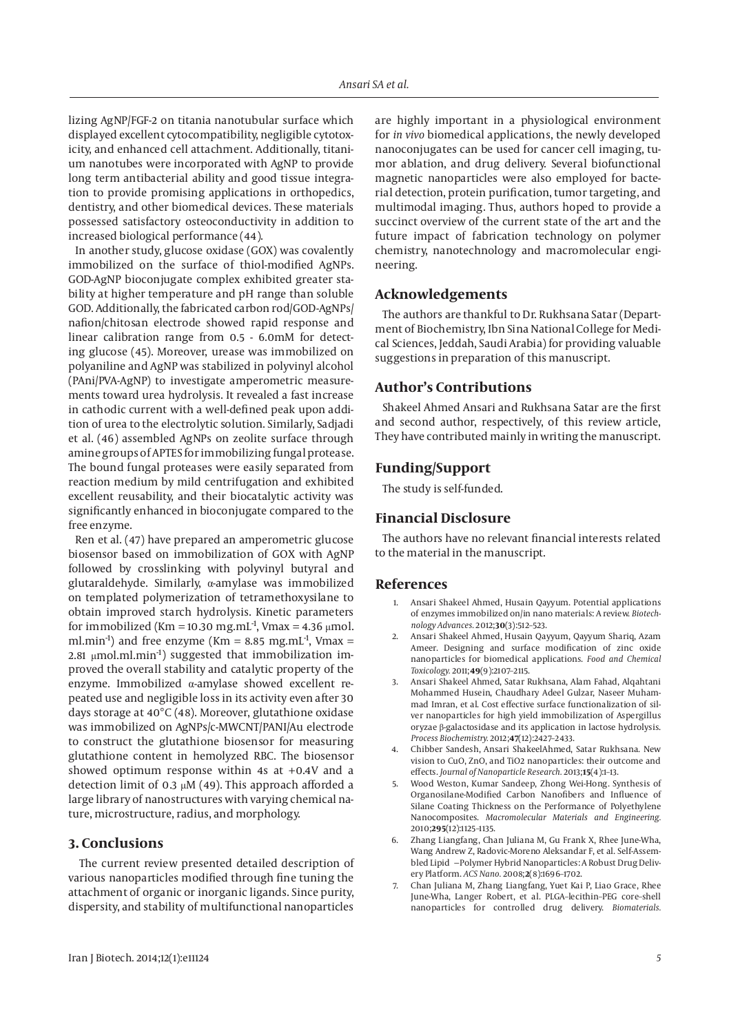lizing AgNP/FGF-2 on titania nanotubular surface which displayed excellent cytocompatibility, negligible cytotoxicity, and enhanced cell attachment. Additionally, titanium nanotubes were incorporated with AgNP to provide long term antibacterial ability and good tissue integration to provide promising applications in orthopedics, dentistry, and other biomedical devices. These materials possessed satisfactory osteoconductivity in addition to increased biological performance (44).

In another study, glucose oxidase (GOX) was covalently immobilized on the surface of thiol-modified AgNPs. GOD-AgNP bioconjugate complex exhibited greater stability at higher temperature and pH range than soluble GOD. Additionally, the fabricated carbon rod/GOD-AgNPs/nafion/chitosan electrode showed rapid response and linear calibration range from 0.5 - 6.0mM for detecting glucose (45). Moreover, urease was immobilized on polyaniline and AgNP was stabilized in polyvinyl alcohol (PAni/PVA-AgNP) to investigate amperometric measurements toward urea hydrolysis. It revealed a fast increase in cathodic current with a well-defined peak upon addition of urea to the electrolytic solution. Similarly, Sadjadi et al. (46) assembled AgNPs on zeolite surface through amine groups of APTES for immobilizing fungal protease. The bound fungal proteases were easily separated from reaction medium by mild centrifugation and exhibited excellent reusability, and their biocatalytic activity was significantly enhanced in bioconjugate compared to the free enzyme.

Ren et al. (47) have prepared an amperometric glucose biosensor based on immobilization of GOX with AgNP followed by crosslinking with polyvinyl butyral and glutaraldehyde. Similarly, α-amylase was immobilized on templated polymerization of tetramethoxysilane to obtain improved starch hydrolysis. Kinetic parameters for immobilized (Km = 10.30 mg.mL$^{-1}$, Vmax = 4.36 μmol.ml.min$^{-1}$) and free enzyme (Km = 8.85 mg.mL$^{-1}$, Vmax = 2.81 μmol.ml.min$^{-1}$) suggested that immobilization improved the overall stability and catalytic property of the enzyme. Immobilized α-amylase showed excellent repeated use and negligible loss in its activity even after 30 days storage at 40°C (48). Moreover, glutathione oxidase was immobilized on AgNPs/c-MWCNT/PANI/Au electrode to construct the glutathione biosensor for measuring glutathione content in hemolyzed RBC. The biosensor showed optimum response within 4s at +0.4V and a detection limit of 0.3 μM (49). This approach afforded a large library of nanostructures with varying chemical nature, microstructure, radius, and morphology.

## 3. Conclusions

The current review presented detailed description of various nanoparticles modified through fine tuning the attachment of organic or inorganic ligands. Since purity, dispersity, and stability of multifunctional nanoparticles are highly important in a physiological environment for *in vivo* biomedical applications, the newly developed nanoconjugates can be used for cancer cell imaging, tumor ablation, and drug delivery. Several biofunctional magnetic nanoparticles were also employed for bacterial detection, protein purification, tumor targeting, and multimodal imaging. Thus, authors hoped to provide a succinct overview of the current state of the art and the future impact of fabrication technology on polymer chemistry, nanotechnology and macromolecular engineering.

## Acknowledgements

The authors are thankful to Dr. Rukhsana Satar (Department of Biochemistry, Ibn Sina National College for Medical Sciences, Jeddah, Saudi Arabia) for providing valuable suggestions in preparation of this manuscript.

## Author's Contributions

Shakeel Ahmed Ansari and Rukhsana Satar are the first and second author, respectively, of this review article, They have contributed mainly in writing the manuscript.

## Funding/Support

The study is self-funded.

## Financial Disclosure

The authors have no relevant financial interests related to the material in the manuscript.

## References

1. Ansari Shakeel Ahmed, Husain Qayyum. Potential applications of enzymes immobilized on/in nano materials: A review. *Biotechnology Advances*. 2012;**30**(3):512–523.
2. Ansari Shakeel Ahmed, Husain Qayyum, Qayyum Shariq, Azam Ameer. Designing and surface modification of zinc oxide nanoparticles for biomedical applications. *Food and Chemical Toxicology*. 2011;**49**(9):2107–2115.
3. Ansari Shakeel Ahmed, Satar Rukhsana, Alam Fahad, Alqahtani Mohammed Husein, Chaudhary Adeel Gulzar, Naseer Muhammad Imran, et al. Cost effective surface functionalization of silver nanoparticles for high yield immobilization of Aspergillus oryzae β-galactosidase and its application in lactose hydrolysis. *Process Biochemistry*. 2012;**47**(12):2427–2433.
4. Chibber Sandesh, Ansari ShakeelAhmed, Satar Rukhsana. New vision to CuO, ZnO, and TiO2 nanoparticles: their outcome and effects. *Journal of Nanoparticle Research*. 2013;**15**(4):1–13.
5. Wood Weston, Kumar Sandeep, Zhong Wei-Hong. Synthesis of Organosilane-Modified Carbon Nanofibers and Influence of Silane Coating Thickness on the Performance of Polyethylene Nanocomposites. *Macromolecular Materials and Engineering*. 2010;**295**(12):1125–1135.
6. Zhang Liangfang, Chan Juliana M, Gu Frank X, Rhee June-Wha, Wang Andrew Z, Radovic-Moreno Aleksandar F, et al. Self-Assembled Lipid −Polymer Hybrid Nanoparticles: A Robust Drug Delivery Platform. *ACS Nano*. 2008;**2**(8):1696–1702.
7. Chan Juliana M, Zhang Liangfang, Yuet Kai P, Liao Grace, Rhee June-Wha, Langer Robert, et al. PLGA–lecithin–PEG core–shell nanoparticles for controlled drug delivery. *Biomaterials*.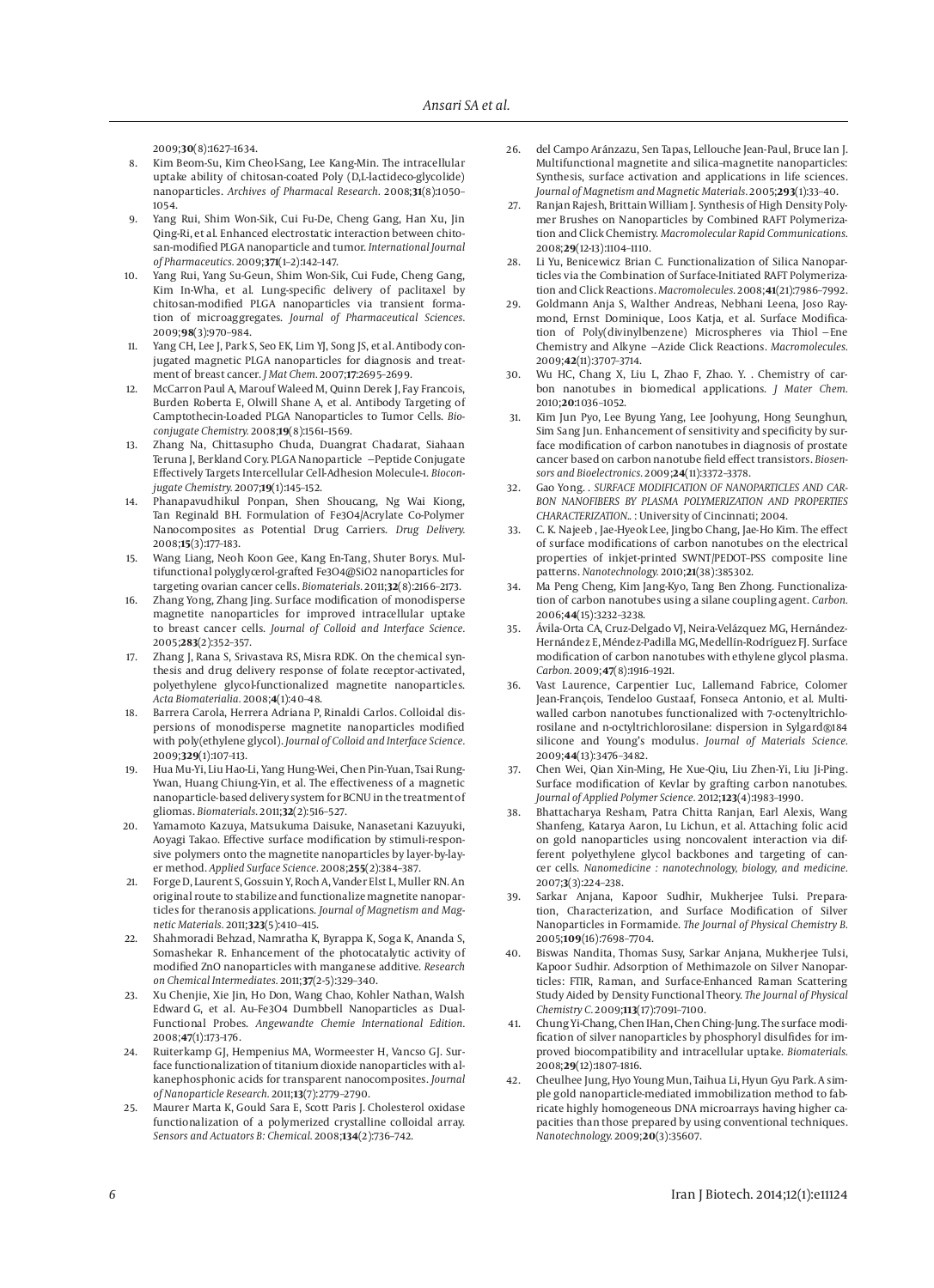2009;**30**(8):1627-1634.

8. Kim Beom-Su, Kim Cheol-Sang, Lee Kang-Min. The intracellular uptake ability of chitosan-coated Poly (D,L-lactideco-glycolide) nanoparticles. *Archives of Pharmacal Research.* 2008;**31**(8):1050–1054.
9. Yang Rui, Shim Won-Sik, Cui Fu-De, Cheng Gang, Han Xu, Jin Qing-Ri, et al. Enhanced electrostatic interaction between chitosan-modified PLGA nanoparticle and tumor. *International Journal of Pharmaceutics.* 2009;**371**(1–2):142–147.
10. Yang Rui, Yang Su-Geun, Shim Won-Sik, Cui Fude, Cheng Gang, Kim In-Wha, et al. Lung-specific delivery of paclitaxel by chitosan-modified PLGA nanoparticles via transient formation of microaggregates. *Journal of Pharmaceutical Sciences.* 2009;**98**(3):970–984.
11. Yang CH, Lee J, Park S, Seo EK, Lim YJ, Song JS, et al. Antibody conjugated magnetic PLGA nanoparticles for diagnosis and treatment of breast cancer. *J Mat Chem.* 2007;**17**:2695–2699.
12. McCarron Paul A, Marouf Waleed M, Quinn Derek J, Fay Francois, Burden Roberta E, Olwill Shane A, et al. Antibody Targeting of Camptothecin-Loaded PLGA Nanoparticles to Tumor Cells. *Bioconjugate Chemistry.* 2008;**19**(8):1561–1569.
13. Zhang Na, Chittasupho Chuda, Duangrat Chadarat, Siahaan Teruna J, Berkland Cory. PLGA Nanoparticle −Peptide Conjugate Effectively Targets Intercellular Cell-Adhesion Molecule-1. *Bioconjugate Chemistry.* 2007;**19**(1):145–152.
14. Phanapavudhikul Ponpan, Shen Shoucang, Ng Wai Kiong, Tan Reginald BH. Formulation of Fe3O4/Acrylate Co-Polymer Nanocomposites as Potential Drug Carriers. *Drug Delivery.* 2008;**15**(3):177–183.
15. Wang Liang, Neoh Koon Gee, Kang En-Tang, Shuter Borys. Multifunctional polyglycerol-grafted Fe3O4@SiO2 nanoparticles for targeting ovarian cancer cells. *Biomaterials.* 2011;**32**(8):2166–2173.
16. Zhang Yong, Zhang Jing. Surface modification of monodisperse magnetite nanoparticles for improved intracellular uptake to breast cancer cells. *Journal of Colloid and Interface Science.* 2005;**283**(2):352–357.
17. Zhang J, Rana S, Srivastava RS, Misra RDK. On the chemical synthesis and drug delivery response of folate receptor-activated, polyethylene glycol-functionalized magnetite nanoparticles. *Acta Biomaterialia.* 2008;**4**(1):40–48.
18. Barrera Carola, Herrera Adriana P, Rinaldi Carlos. Colloidal dispersions of monodisperse magnetite nanoparticles modified with poly(ethylene glycol). *Journal of Colloid and Interface Science.* 2009;**329**(1):107–113.
19. Hua Mu-Yi, Liu Hao-Li, Yang Hung-Wei, Chen Pin-Yuan, Tsai Rung-Ywan, Huang Chiung-Yin, et al. The effectiveness of a magnetic nanoparticle-based delivery system for BCNU in the treatment of gliomas. *Biomaterials.* 2011;**32**(2):516–527.
20. Yamamoto Kazuya, Matsukuma Daisuke, Nanasetani Kazuyuki, Aoyagi Takao. Effective surface modification by stimuli-responsive polymers onto the magnetite nanoparticles by layer-by-layer method. *Applied Surface Science.* 2008;**255**(2):384–387.
21. Forge D, Laurent S, Gossuin Y, Roch A, Vander Elst L, Muller RN. An original route to stabilize and functionalize magnetite nanoparticles for theranosis applications. *Journal of Magnetism and Magnetic Materials.* 2011;**323**(5):410–415.
22. Shahmoradi Behzad, Namratha K, Byrappa K, Soga K, Ananda S, Somashekar R. Enhancement of the photocatalytic activity of modified ZnO nanoparticles with manganese additive. *Research on Chemical Intermediates.* 2011;**37**(2-5):329–340.
23. Xu Chenjie, Xie Jin, Ho Don, Wang Chao, Kohler Nathan, Walsh Edward G, et al. Au-Fe3O4 Dumbbell Nanoparticles as Dual-Functional Probes. *Angewandte Chemie International Edition.* 2008;**47**(1):173–176.
24. Ruiterkamp GJ, Hempenius MA, Wormeester H, Vancso GJ. Surface functionalization of titanium dioxide nanoparticles with alkanephosphonic acids for transparent nanocomposites. *Journal of Nanoparticle Research.* 2011;**13**(7):2779–2790.
25. Maurer Marta K, Gould Sara E, Scott Paris J. Cholesterol oxidase functionalization of a polymerized crystalline colloidal array. *Sensors and Actuators B: Chemical.* 2008;**134**(2):736–742.
26. del Campo Aránzazu, Sen Tapas, Lellouche Jean-Paul, Bruce Ian J. Multifunctional magnetite and silica-magnetite nanoparticles: Synthesis, surface activation and applications in life sciences. *Journal of Magnetism and Magnetic Materials.* 2005;**293**(1):33–40.
27. Ranjan Rajesh, Brittain William J. Synthesis of High Density Polymer Brushes on Nanoparticles by Combined RAFT Polymerization and Click Chemistry. *Macromolecular Rapid Communications.* 2008;**29**(12-13):1104–1110.
28. Li Yu, Benicewicz Brian C. Functionalization of Silica Nanoparticles via the Combination of Surface-Initiated RAFT Polymerization and Click Reactions. *Macromolecules.* 2008;**41**(21):7986–7992.
29. Goldmann Anja S, Walther Andreas, Nebhani Leena, Joso Raymond, Ernst Dominique, Loos Katja, et al. Surface Modification of Poly(divinylbenzene) Microspheres via Thiol −Ene Chemistry and Alkyne −Azide Click Reactions. *Macromolecules.* 2009;**42**(11):3707–3714.
30. Wu HC, Chang X, Liu L, Zhao F, Zhao. Y. . Chemistry of carbon nanotubes in biomedical applications. *J Mater Chem.* 2010;**20**:1036–1052.
31. Kim Jun Pyo, Lee Byung Yang, Lee Joohyung, Hong Seunghun, Sim Sang Jun. Enhancement of sensitivity and specificity by surface modification of carbon nanotubes in diagnosis of prostate cancer based on carbon nanotube field effect transistors. *Biosensors and Bioelectronics.* 2009;**24**(11):3372–3378.
32. Gao Yong. . *SURFACE MODIFICATION OF NANOPARTICLES AND CARBON NANOFIBERS BY PLASMA POLYMERIZATION AND PROPERTIES CHARACTERIZATION.*. : University of Cincinnati; 2004.
33. C. K. Najeeb , Jae-Hyeok Lee, Jingbo Chang, Jae-Ho Kim. The effect of surface modifications of carbon nanotubes on the electrical properties of inkjet-printed SWNT/PEDOT–PSS composite line patterns. *Nanotechnology.* 2010;**21**(38):385302.
34. Ma Peng Cheng, Kim Jang-Kyo, Tang Ben Zhong. Functionalization of carbon nanotubes using a silane coupling agent. *Carbon.* 2006;**44**(15):3232–3238.
35. Ávila-Orta CA, Cruz-Delgado VJ, Neira-Velázquez MG, Hernández-Hernández E, Méndez-Padilla MG, Medellín-Rodríguez FJ. Surface modification of carbon nanotubes with ethylene glycol plasma. *Carbon.* 2009;**47**(8):1916–1921.
36. Vast Laurence, Carpentier Luc, Lallemand Fabrice, Colomer Jean-François, Tendeloo Gustaaf, Fonseca Antonio, et al. Multiwalled carbon nanotubes functionalized with 7-octenyltrichlorosilane and n-octyltrichlorosilane: dispersion in Sylgard®184 silicone and Young's modulus. *Journal of Materials Science.* 2009;**44**(13):3476–3482.
37. Chen Wei, Qian Xin-Ming, He Xue-Qiu, Liu Zhen-Yi, Liu Ji-Ping. Surface modification of Kevlar by grafting carbon nanotubes. *Journal of Applied Polymer Science.* 2012;**123**(4):1983–1990.
38. Bhattacharya Resham, Patra Chitta Ranjan, Earl Alexis, Wang Shanfeng, Katarya Aaron, Lu Lichun, et al. Attaching folic acid on gold nanoparticles using noncovalent interaction via different polyethylene glycol backbones and targeting of cancer cells. *Nanomedicine : nanotechnology, biology, and medicine.* 2007;**3**(3):224–238.
39. Sarkar Anjana, Kapoor Sudhir, Mukherjee Tulsi. Preparation, Characterization, and Surface Modification of Silver Nanoparticles in Formamide. *The Journal of Physical Chemistry B.* 2005;**109**(16):7698–7704.
40. Biswas Nandita, Thomas Susy, Sarkar Anjana, Mukherjee Tulsi, Kapoor Sudhir. Adsorption of Methimazole on Silver Nanoparticles: FTIR, Raman, and Surface-Enhanced Raman Scattering Study Aided by Density Functional Theory. *The Journal of Physical Chemistry C.* 2009;**113**(17):7091–7100.
41. Chung Yi-Chang, Chen IHan, Chen Ching-Jung. The surface modification of silver nanoparticles by phosphoryl disulfides for improved biocompatibility and intracellular uptake. *Biomaterials.* 2008;**29**(12):1807–1816.
42. Cheulhee Jung, Hyo Young Mun, Taihua Li, Hyun Gyu Park. A simple gold nanoparticle-mediated immobilization method to fabricate highly homogeneous DNA microarrays having higher capacities than those prepared by using conventional techniques. *Nanotechnology.* 2009;**20**(3):35607.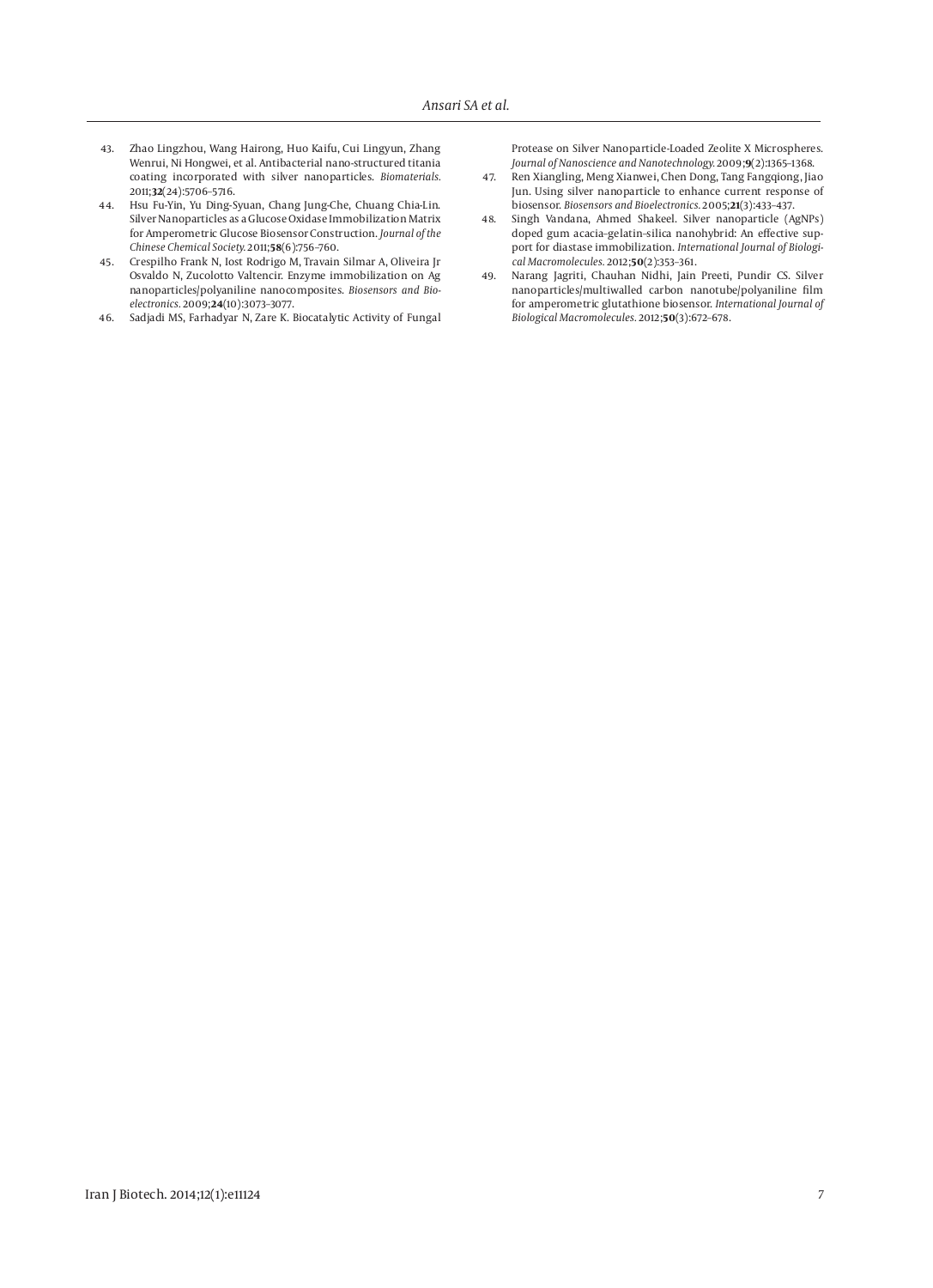43. Zhao Lingzhou, Wang Hairong, Huo Kaifu, Cui Lingyun, Zhang Wenrui, Ni Hongwei, et al. Antibacterial nano-structured titania coating incorporated with silver nanoparticles. *Biomaterials*. 2011;**32**(24):5706–5716.
44. Hsu Fu-Yin, Yu Ding-Syuan, Chang Jung-Che, Chuang Chia-Lin. Silver Nanoparticles as a Glucose Oxidase Immobilization Matrix for Amperometric Glucose Biosensor Construction. *Journal of the Chinese Chemical Society*. 2011;**58**(6):756–760.
45. Crespilho Frank N, Iost Rodrigo M, Travain Silmar A, Oliveira Jr Osvaldo N, Zucolotto Valtencir. Enzyme immobilization on Ag nanoparticles/polyaniline nanocomposites. *Biosensors and Bioelectronics*. 2009;**24**(10):3073–3077.
46. Sadjadi MS, Farhadyar N, Zare K. Biocatalytic Activity of Fungal Protease on Silver Nanoparticle-Loaded Zeolite X Microspheres. *Journal of Nanoscience and Nanotechnology*. 2009;**9**(2):1365–1368.
47. Ren Xiangling, Meng Xianwei, Chen Dong, Tang Fangqiong, Jiao Jun. Using silver nanoparticle to enhance current response of biosensor. *Biosensors and Bioelectronics*. 2005;**21**(3):433–437.
48. Singh Vandana, Ahmed Shakeel. Silver nanoparticle (AgNPs) doped gum acacia–gelatin–silica nanohybrid: An effective support for diastase immobilization. *International Journal of Biological Macromolecules*. 2012;**50**(2):353–361.
49. Narang Jagriti, Chauhan Nidhi, Jain Preeti, Pundir CS. Silver nanoparticles/multiwalled carbon nanotube/polyaniline film for amperometric glutathione biosensor. *International Journal of Biological Macromolecules*. 2012;**50**(3):672–678.